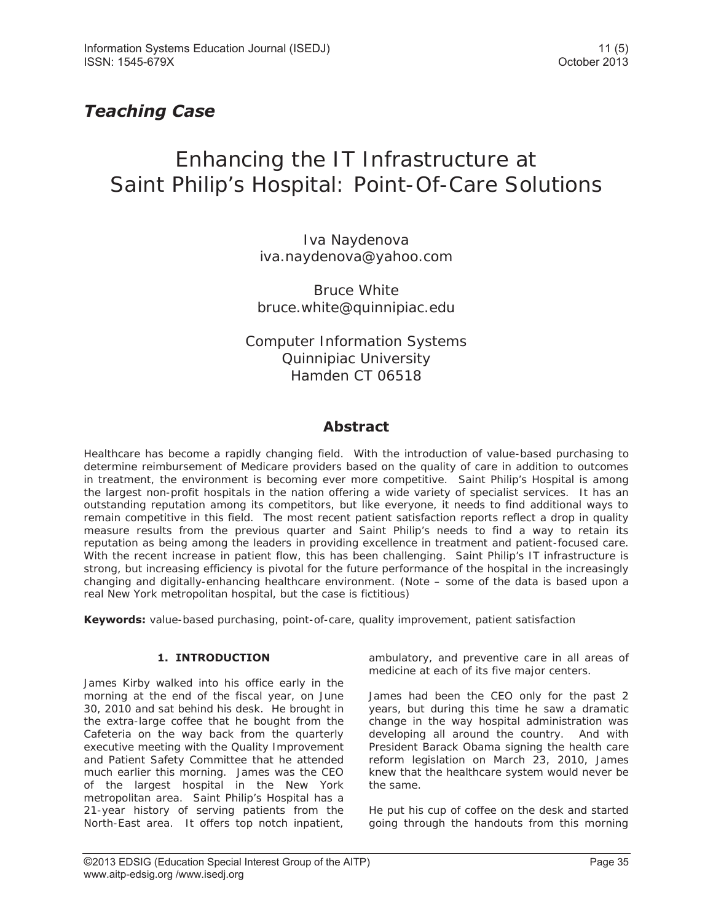*Teaching Case*

# Enhancing the IT Infrastructure at Saint Philip's Hospital: Point-Of-Care Solutions

Iva Naydenova
iva.naydenova@yahoo.com

Bruce White
bruce.white@quinnipiac.edu

Computer Information Systems
Quinnipiac University
Hamden CT 06518

## Abstract

Healthcare has become a rapidly changing field. With the introduction of value-based purchasing to determine reimbursement of Medicare providers based on the quality of care in addition to outcomes in treatment, the environment is becoming ever more competitive. Saint Philip's Hospital is among the largest non-profit hospitals in the nation offering a wide variety of specialist services. It has an outstanding reputation among its competitors, but like everyone, it needs to find additional ways to remain competitive in this field. The most recent patient satisfaction reports reflect a drop in quality measure results from the previous quarter and Saint Philip's needs to find a way to retain its reputation as being among the leaders in providing excellence in treatment and patient-focused care. With the recent increase in patient flow, this has been challenging. Saint Philip's IT infrastructure is strong, but increasing efficiency is pivotal for the future performance of the hospital in the increasingly changing and digitally-enhancing healthcare environment. (Note – some of the data is based upon a real New York metropolitan hospital, but the case is fictitious)

**Keywords:** value-based purchasing, point-of-care, quality improvement, patient satisfaction

## 1. INTRODUCTION

James Kirby walked into his office early in the morning at the end of the fiscal year, on June 30, 2010 and sat behind his desk. He brought in the extra-large coffee that he bought from the Cafeteria on the way back from the quarterly executive meeting with the Quality Improvement and Patient Safety Committee that he attended much earlier this morning. James was the CEO of the largest hospital in the New York metropolitan area. Saint Philip's Hospital has a 21-year history of serving patients from the North-East area. It offers top notch inpatient, ambulatory, and preventive care in all areas of medicine at each of its five major centers.

James had been the CEO only for the past 2 years, but during this time he saw a dramatic change in the way hospital administration was developing all around the country. And with President Barack Obama signing the health care reform legislation on March 23, 2010, James knew that the healthcare system would never be the same.

He put his cup of coffee on the desk and started going through the handouts from this morning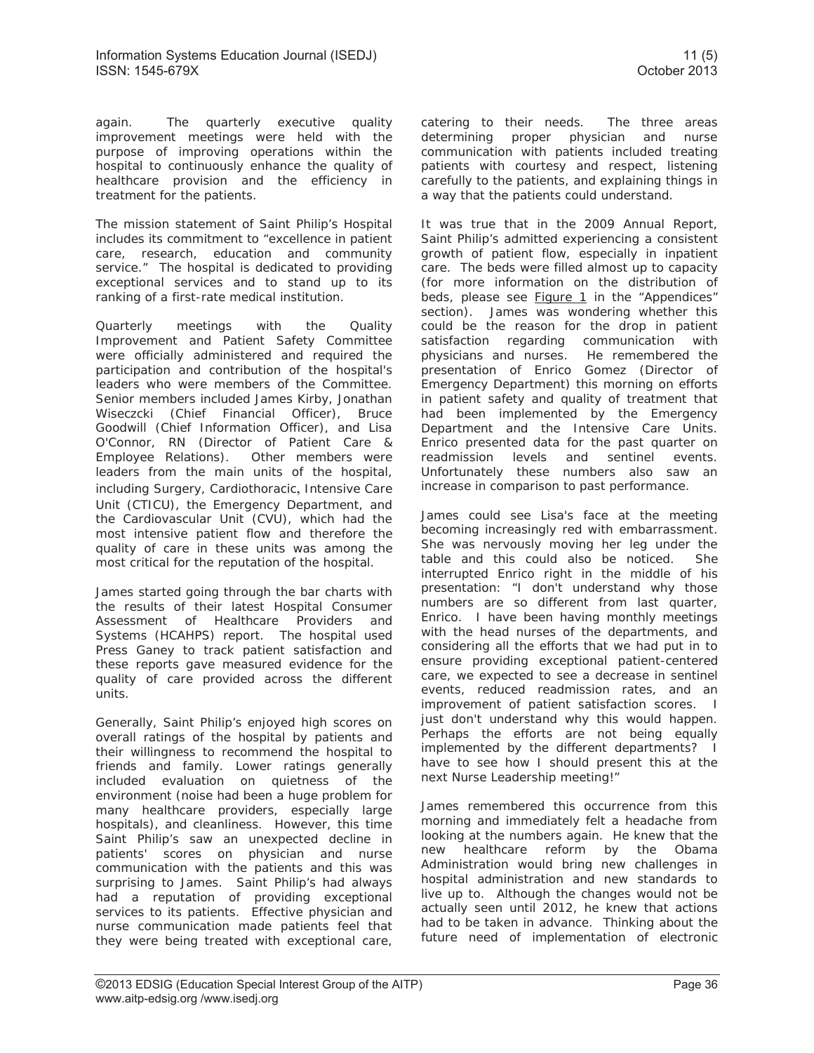again. The quarterly executive quality improvement meetings were held with the purpose of improving operations within the hospital to continuously enhance the quality of healthcare provision and the efficiency in treatment for the patients.

The mission statement of Saint Philip's Hospital includes its commitment to "excellence in patient care, research, education and community service." The hospital is dedicated to providing exceptional services and to stand up to its ranking of a first-rate medical institution.

Quarterly meetings with the Quality Improvement and Patient Safety Committee were officially administered and required the participation and contribution of the hospital's leaders who were members of the Committee. Senior members included James Kirby, Jonathan Wiseczcki (Chief Financial Officer), Bruce Goodwill (Chief Information Officer), and Lisa O'Connor, RN (Director of Patient Care & Employee Relations). Other members were leaders from the main units of the hospital, including Surgery, Cardiothoracic, Intensive Care Unit (CTICU), the Emergency Department, and the Cardiovascular Unit (CVU), which had the most intensive patient flow and therefore the quality of care in these units was among the most critical for the reputation of the hospital.

James started going through the bar charts with the results of their latest Hospital Consumer Assessment of Healthcare Providers and Systems (HCAHPS) report. The hospital used Press Ganey to track patient satisfaction and these reports gave measured evidence for the quality of care provided across the different units.

Generally, Saint Philip's enjoyed high scores on overall ratings of the hospital by patients and their willingness to recommend the hospital to friends and family. Lower ratings generally included evaluation on quietness of the environment (noise had been a huge problem for many healthcare providers, especially large hospitals), and cleanliness. However, this time Saint Philip's saw an unexpected decline in patients' scores on physician and nurse communication with the patients and this was surprising to James. Saint Philip's had always had a reputation of providing exceptional services to its patients. Effective physician and nurse communication made patients feel that they were being treated with exceptional care, catering to their needs. The three areas determining proper physician and nurse communication with patients included treating patients with courtesy and respect, listening carefully to the patients, and explaining things in a way that the patients could understand.

It was true that in the 2009 Annual Report, Saint Philip's admitted experiencing a consistent growth of patient flow, especially in inpatient care. The beds were filled almost up to capacity (for more information on the distribution of beds, please see Figure 1 in the "Appendices" section). James was wondering whether this could be the reason for the drop in patient satisfaction regarding communication with physicians and nurses. He remembered the presentation of Enrico Gomez (Director of Emergency Department) this morning on efforts in patient safety and quality of treatment that had been implemented by the Emergency Department and the Intensive Care Units. Enrico presented data for the past quarter on readmission levels and sentinel events. Unfortunately these numbers also saw an increase in comparison to past performance.

James could see Lisa's face at the meeting becoming increasingly red with embarrassment. She was nervously moving her leg under the table and this could also be noticed. She interrupted Enrico right in the middle of his presentation: "I don't understand why those numbers are so different from last quarter, Enrico. I have been having monthly meetings with the head nurses of the departments, and considering all the efforts that we had put in to ensure providing exceptional patient-centered care, we expected to see a decrease in sentinel events, reduced readmission rates, and an improvement of patient satisfaction scores. I just don't understand why this would happen. Perhaps the efforts are not being equally implemented by the different departments? I have to see how I should present this at the next Nurse Leadership meeting!"

James remembered this occurrence from this morning and immediately felt a headache from looking at the numbers again. He knew that the new healthcare reform by the Obama Administration would bring new challenges in hospital administration and new standards to live up to. Although the changes would not be actually seen until 2012, he knew that actions had to be taken in advance. Thinking about the future need of implementation of electronic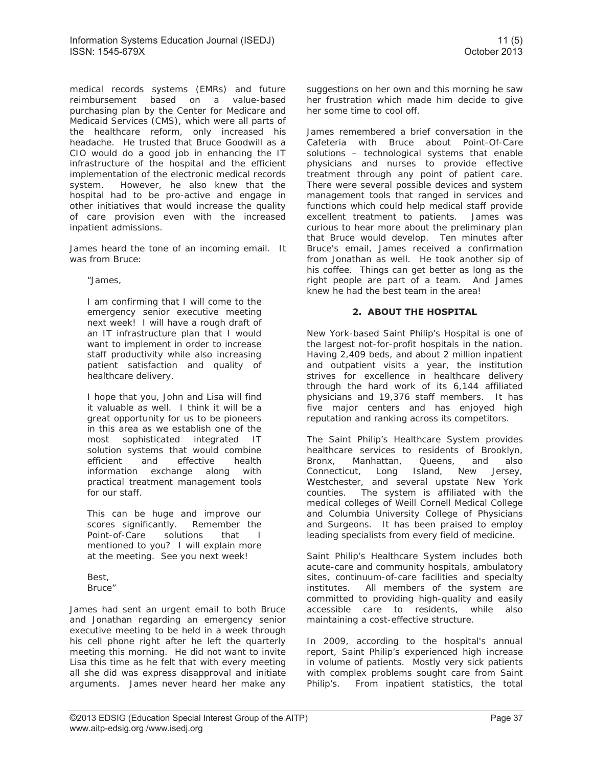medical records systems (EMRs) and future reimbursement based on a value-based purchasing plan by the Center for Medicare and Medicaid Services (CMS), which were all parts of the healthcare reform, only increased his headache. He trusted that Bruce Goodwill as a CIO would do a good job in enhancing the IT infrastructure of the hospital and the efficient implementation of the electronic medical records system. However, he also knew that the hospital had to be pro-active and engage in other initiatives that would increase the quality of care provision even with the increased inpatient admissions.

James heard the tone of an incoming email. It was from Bruce:

> "James,
>
> I am confirming that I will come to the emergency senior executive meeting next week! I will have a rough draft of an IT infrastructure plan that I would want to implement in order to increase staff productivity while also increasing patient satisfaction and quality of healthcare delivery.
>
> I hope that you, John and Lisa will find it valuable as well. I think it will be a great opportunity for us to be pioneers in this area as we establish one of the most sophisticated integrated IT solution systems that would combine efficient and effective health information exchange along with practical treatment management tools for our staff.
>
> This can be huge and improve our scores significantly. Remember the Point-of-Care solutions that I mentioned to you? I will explain more at the meeting. See you next week!
>
> Best,
> Bruce"

James had sent an urgent email to both Bruce and Jonathan regarding an emergency senior executive meeting to be held in a week through his cell phone right after he left the quarterly meeting this morning. He did not want to invite Lisa this time as he felt that with every meeting all she did was express disapproval and initiate arguments. James never heard her make any suggestions on her own and this morning he saw her frustration which made him decide to give her some time to cool off.

James remembered a brief conversation in the Cafeteria with Bruce about Point-Of-Care solutions – technological systems that enable physicians and nurses to provide effective treatment through any point of patient care. There were several possible devices and system management tools that ranged in services and functions which could help medical staff provide excellent treatment to patients. James was curious to hear more about the preliminary plan that Bruce would develop. Ten minutes after Bruce's email, James received a confirmation from Jonathan as well. He took another sip of his coffee. Things can get better as long as the right people are part of a team. And James knew he had the best team in the area!

## 2. ABOUT THE HOSPITAL

New York-based Saint Philip's Hospital is one of the largest not-for-profit hospitals in the nation. Having 2,409 beds, and about 2 million inpatient and outpatient visits a year, the institution strives for excellence in healthcare delivery through the hard work of its 6,144 affiliated physicians and 19,376 staff members. It has five major centers and has enjoyed high reputation and ranking across its competitors.

The Saint Philip's Healthcare System provides healthcare services to residents of Brooklyn, Bronx, Manhattan, Queens, and also Connecticut, Long Island, New Jersey, Westchester, and several upstate New York counties. The system is affiliated with the medical colleges of Weill Cornell Medical College and Columbia University College of Physicians and Surgeons. It has been praised to employ leading specialists from every field of medicine.

Saint Philip's Healthcare System includes both acute-care and community hospitals, ambulatory sites, continuum-of-care facilities and specialty institutes. All members of the system are committed to providing high-quality and easily accessible care to residents, while also maintaining a cost-effective structure.

In 2009, according to the hospital's annual report, Saint Philip's experienced high increase in volume of patients. Mostly very sick patients with complex problems sought care from Saint Philip's. From inpatient statistics, the total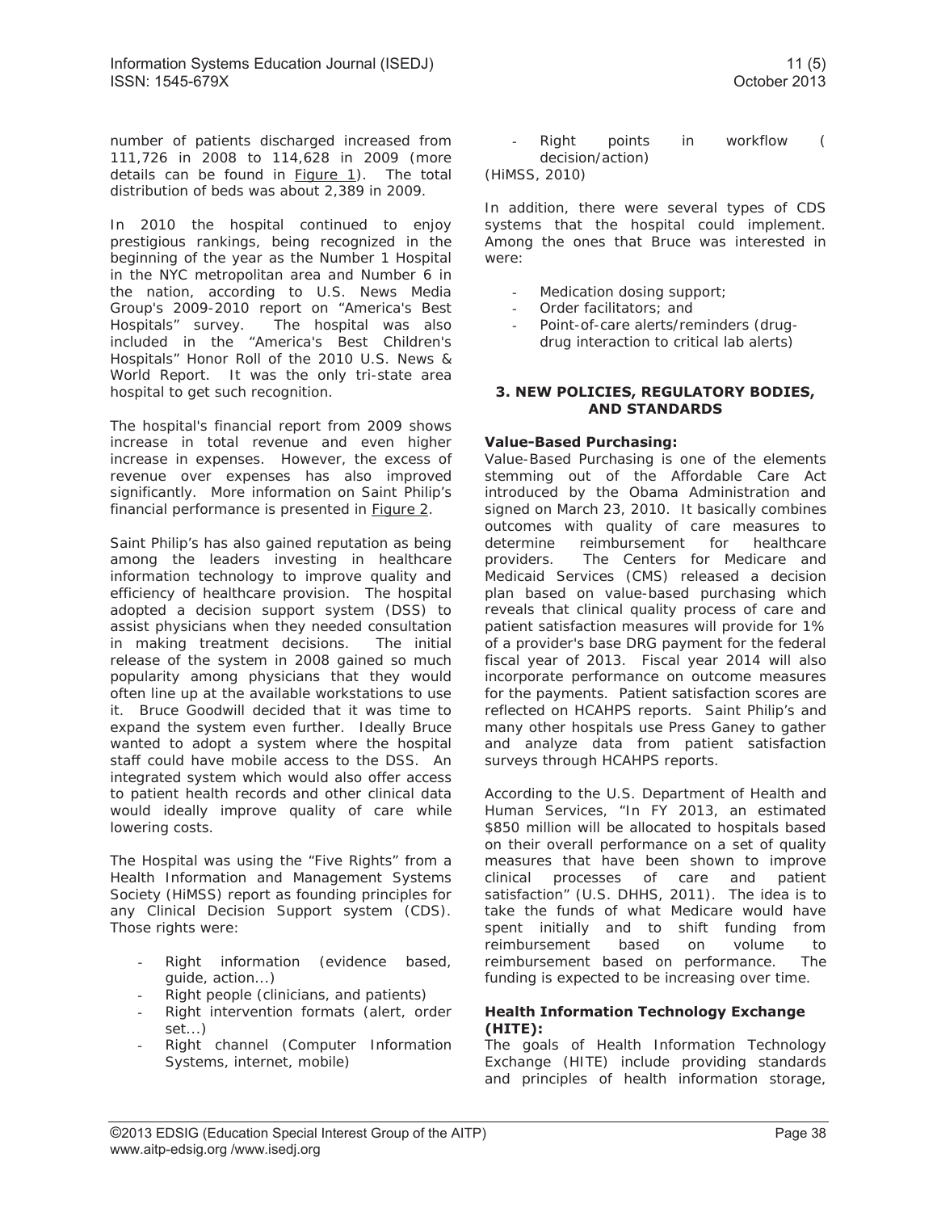number of patients discharged increased from 111,726 in 2008 to 114,628 in 2009 (more details can be found in Figure 1). The total distribution of beds was about 2,389 in 2009.

In 2010 the hospital continued to enjoy prestigious rankings, being recognized in the beginning of the year as the Number 1 Hospital in the NYC metropolitan area and Number 6 in the nation, according to U.S. News Media Group's 2009-2010 report on "America's Best Hospitals" survey. The hospital was also included in the "America's Best Children's Hospitals" Honor Roll of the 2010 U.S. News & World Report. It was the only tri-state area hospital to get such recognition.

The hospital's financial report from 2009 shows increase in total revenue and even higher increase in expenses. However, the excess of revenue over expenses has also improved significantly. More information on Saint Philip's financial performance is presented in Figure 2.

Saint Philip's has also gained reputation as being among the leaders investing in healthcare information technology to improve quality and efficiency of healthcare provision. The hospital adopted a decision support system (DSS) to assist physicians when they needed consultation in making treatment decisions. The initial release of the system in 2008 gained so much popularity among physicians that they would often line up at the available workstations to use it. Bruce Goodwill decided that it was time to expand the system even further. Ideally Bruce wanted to adopt a system where the hospital staff could have mobile access to the DSS. An integrated system which would also offer access to patient health records and other clinical data would ideally improve quality of care while lowering costs.

The Hospital was using the "Five Rights" from a Health Information and Management Systems Society (HiMSS) report as founding principles for any Clinical Decision Support system (CDS). Those rights were:

- Right information (evidence based, guide, action...)
- Right people (clinicians, and patients)
- Right intervention formats (alert, order set...)
- Right channel (Computer Information Systems, internet, mobile)
- Right points in workflow ( decision/action)

(HiMSS, 2010)

In addition, there were several types of CDS systems that the hospital could implement. Among the ones that Bruce was interested in were:

- Medication dosing support;
- Order facilitators; and
- Point-of-care alerts/reminders (drug-drug interaction to critical lab alerts)

## 3. NEW POLICIES, REGULATORY BODIES, AND STANDARDS

**Value-Based Purchasing:**
Value-Based Purchasing is one of the elements stemming out of the Affordable Care Act introduced by the Obama Administration and signed on March 23, 2010. It basically combines outcomes with quality of care measures to determine reimbursement for healthcare providers. The Centers for Medicare and Medicaid Services (CMS) released a decision plan based on value-based purchasing which reveals that clinical quality process of care and patient satisfaction measures will provide for 1% of a provider's base DRG payment for the federal fiscal year of 2013. Fiscal year 2014 will also incorporate performance on outcome measures for the payments. Patient satisfaction scores are reflected on HCAHPS reports. Saint Philip's and many other hospitals use Press Ganey to gather and analyze data from patient satisfaction surveys through HCAHPS reports.

According to the U.S. Department of Health and Human Services, "In FY 2013, an estimated $850 million will be allocated to hospitals based on their overall performance on a set of quality measures that have been shown to improve clinical processes of care and patient satisfaction" (U.S. DHHS, 2011). The idea is to take the funds of what Medicare would have spent initially and to shift funding from reimbursement based on volume to reimbursement based on performance. The funding is expected to be increasing over time.

**Health Information Technology Exchange (HITE):**
The goals of Health Information Technology Exchange (HITE) include providing standards and principles of health information storage,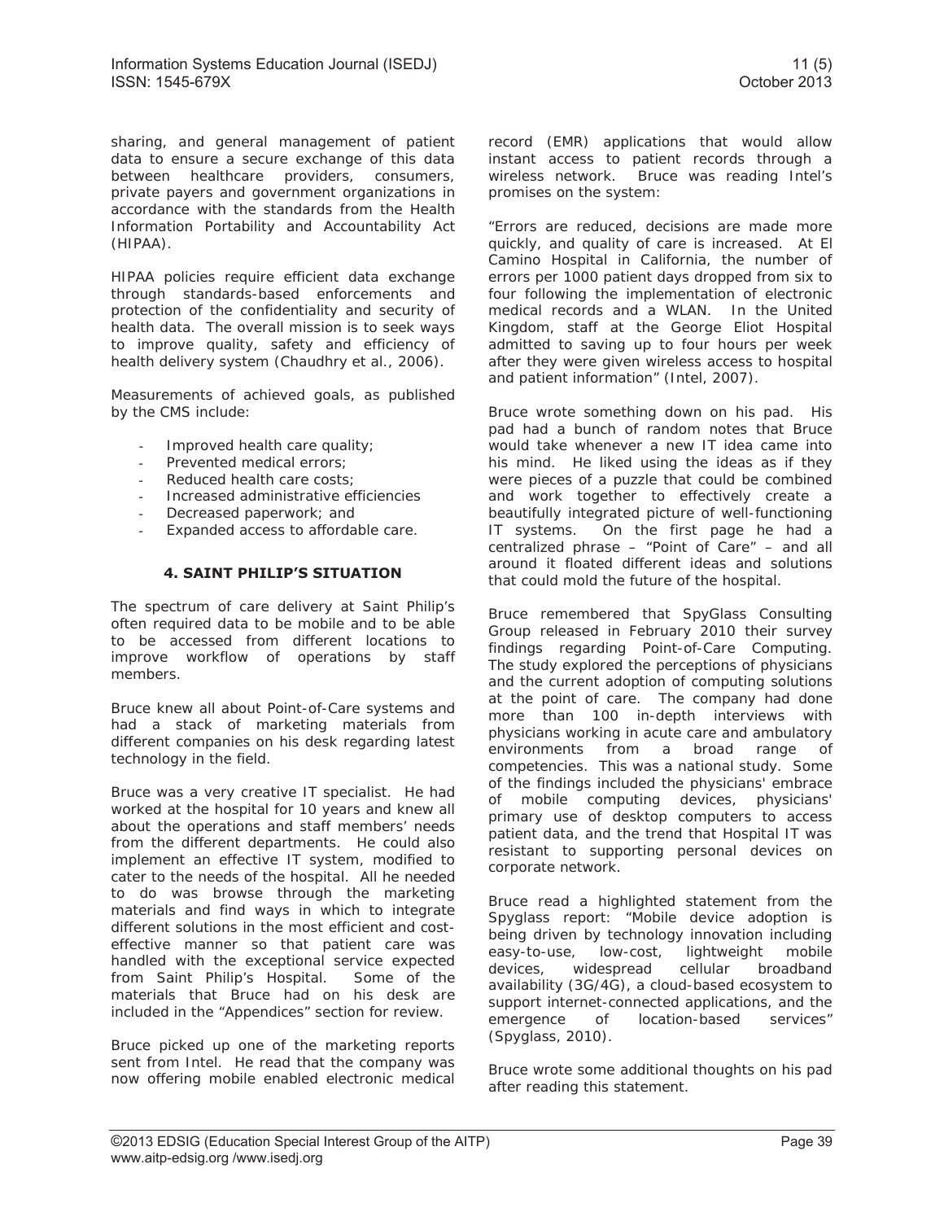sharing, and general management of patient data to ensure a secure exchange of this data between healthcare providers, consumers, private payers and government organizations in accordance with the standards from the Health Information Portability and Accountability Act (HIPAA).

HIPAA policies require efficient data exchange through standards-based enforcements and protection of the confidentiality and security of health data. The overall mission is to seek ways to improve quality, safety and efficiency of health delivery system (Chaudhry et al., 2006).

Measurements of achieved goals, as published by the CMS include:

- Improved health care quality;
- Prevented medical errors;
- Reduced health care costs;
- Increased administrative efficiencies
- Decreased paperwork; and
- Expanded access to affordable care.

## 4. SAINT PHILIP'S SITUATION

The spectrum of care delivery at Saint Philip's often required data to be mobile and to be able to be accessed from different locations to improve workflow of operations by staff members.

Bruce knew all about Point-of-Care systems and had a stack of marketing materials from different companies on his desk regarding latest technology in the field.

Bruce was a very creative IT specialist. He had worked at the hospital for 10 years and knew all about the operations and staff members' needs from the different departments. He could also implement an effective IT system, modified to cater to the needs of the hospital. All he needed to do was browse through the marketing materials and find ways in which to integrate different solutions in the most efficient and cost-effective manner so that patient care was handled with the exceptional service expected from Saint Philip's Hospital. Some of the materials that Bruce had on his desk are included in the "Appendices" section for review.

Bruce picked up one of the marketing reports sent from Intel. He read that the company was now offering mobile enabled electronic medical record (EMR) applications that would allow instant access to patient records through a wireless network. Bruce was reading Intel's promises on the system:

"Errors are reduced, decisions are made more quickly, and quality of care is increased. At El Camino Hospital in California, the number of errors per 1000 patient days dropped from six to four following the implementation of electronic medical records and a WLAN. In the United Kingdom, staff at the George Eliot Hospital admitted to saving up to four hours per week after they were given wireless access to hospital and patient information" (Intel, 2007).

Bruce wrote something down on his pad. His pad had a bunch of random notes that Bruce would take whenever a new IT idea came into his mind. He liked using the ideas as if they were pieces of a puzzle that could be combined and work together to effectively create a beautifully integrated picture of well-functioning IT systems. On the first page he had a centralized phrase – "Point of Care" – and all around it floated different ideas and solutions that could mold the future of the hospital.

Bruce remembered that SpyGlass Consulting Group released in February 2010 their survey findings regarding Point-of-Care Computing. The study explored the perceptions of physicians and the current adoption of computing solutions at the point of care. The company had done more than 100 in-depth interviews with physicians working in acute care and ambulatory environments from a broad range of competencies. This was a national study. Some of the findings included the physicians' embrace of mobile computing devices, physicians' primary use of desktop computers to access patient data, and the trend that Hospital IT was resistant to supporting personal devices on corporate network.

Bruce read a highlighted statement from the Spyglass report: "Mobile device adoption is being driven by technology innovation including easy-to-use, low-cost, lightweight mobile devices, widespread cellular broadband availability (3G/4G), a cloud-based ecosystem to support internet-connected applications, and the emergence of location-based services" (Spyglass, 2010).

Bruce wrote some additional thoughts on his pad after reading this statement.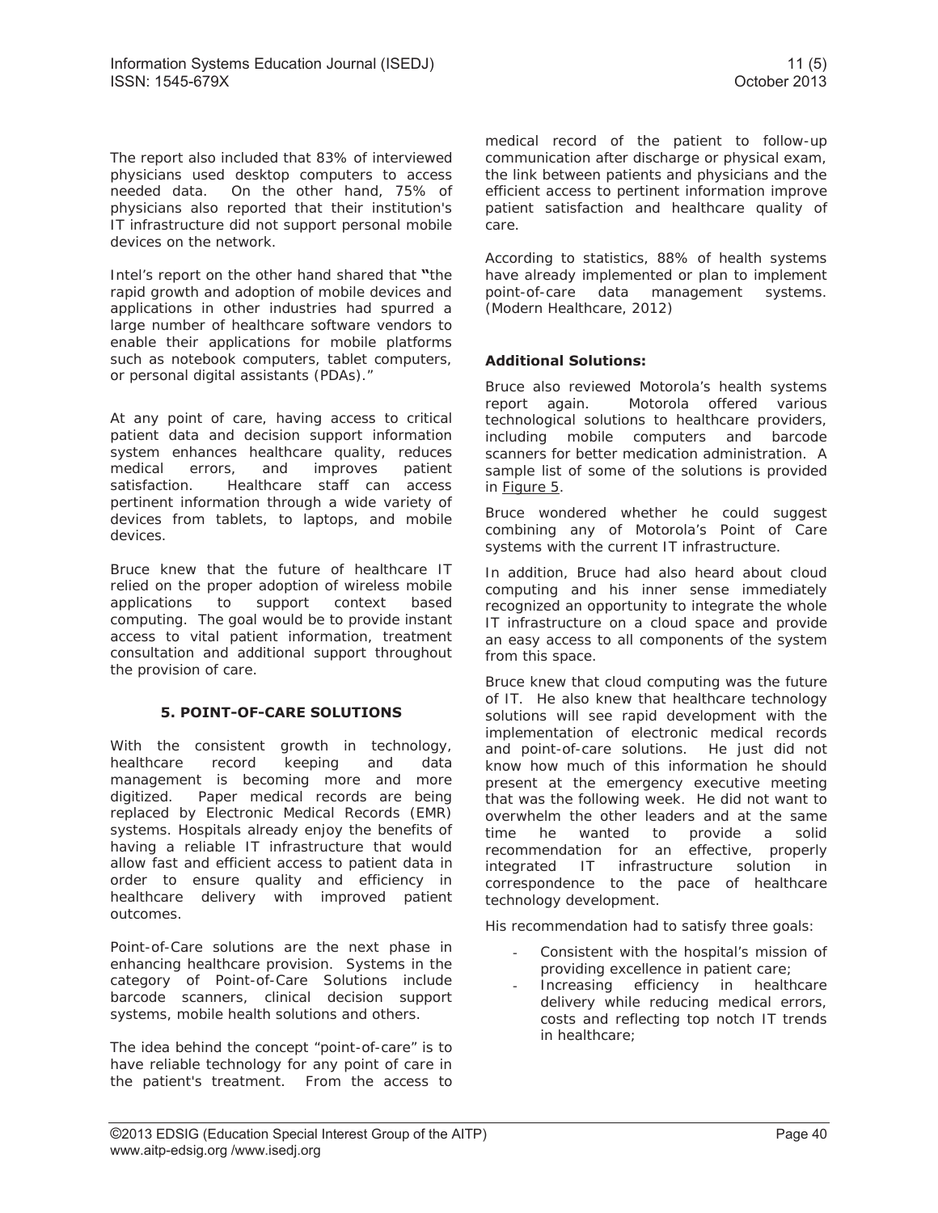The report also included that 83% of interviewed physicians used desktop computers to access needed data. On the other hand, 75% of physicians also reported that their institution's IT infrastructure did not support personal mobile devices on the network.

Intel's report on the other hand shared that "the rapid growth and adoption of mobile devices and applications in other industries had spurred a large number of healthcare software vendors to enable their applications for mobile platforms such as notebook computers, tablet computers, or personal digital assistants (PDAs)."

At any point of care, having access to critical patient data and decision support information system enhances healthcare quality, reduces medical errors, and improves patient satisfaction. Healthcare staff can access pertinent information through a wide variety of devices from tablets, to laptops, and mobile devices.

Bruce knew that the future of healthcare IT relied on the proper adoption of wireless mobile applications to support context based computing. The goal would be to provide instant access to vital patient information, treatment consultation and additional support throughout the provision of care.

## 5. POINT-OF-CARE SOLUTIONS

With the consistent growth in technology, healthcare record keeping and data management is becoming more and more digitized. Paper medical records are being replaced by Electronic Medical Records (EMR) systems. Hospitals already enjoy the benefits of having a reliable IT infrastructure that would allow fast and efficient access to patient data in order to ensure quality and efficiency in healthcare delivery with improved patient outcomes.

Point-of-Care solutions are the next phase in enhancing healthcare provision. Systems in the category of Point-of-Care Solutions include barcode scanners, clinical decision support systems, mobile health solutions and others.

The idea behind the concept "point-of-care" is to have reliable technology for any point of care in the patient's treatment. From the access to medical record of the patient to follow-up communication after discharge or physical exam, the link between patients and physicians and the efficient access to pertinent information improve patient satisfaction and healthcare quality of care.

According to statistics, 88% of health systems have already implemented or plan to implement point-of-care data management systems. (Modern Healthcare, 2012)

**Additional Solutions:**

Bruce also reviewed Motorola's health systems report again. Motorola offered various technological solutions to healthcare providers, including mobile computers and barcode scanners for better medication administration. A sample list of some of the solutions is provided in Figure 5.

Bruce wondered whether he could suggest combining any of Motorola's Point of Care systems with the current IT infrastructure.

In addition, Bruce had also heard about cloud computing and his inner sense immediately recognized an opportunity to integrate the whole IT infrastructure on a cloud space and provide an easy access to all components of the system from this space.

Bruce knew that cloud computing was the future of IT. He also knew that healthcare technology solutions will see rapid development with the implementation of electronic medical records and point-of-care solutions. He just did not know how much of this information he should present at the emergency executive meeting that was the following week. He did not want to overwhelm the other leaders and at the same time he wanted to provide a solid recommendation for an effective, properly integrated IT infrastructure solution in correspondence to the pace of healthcare technology development.

His recommendation had to satisfy three goals:

- Consistent with the hospital's mission of providing excellence in patient care;
- Increasing efficiency in healthcare delivery while reducing medical errors, costs and reflecting top notch IT trends in healthcare;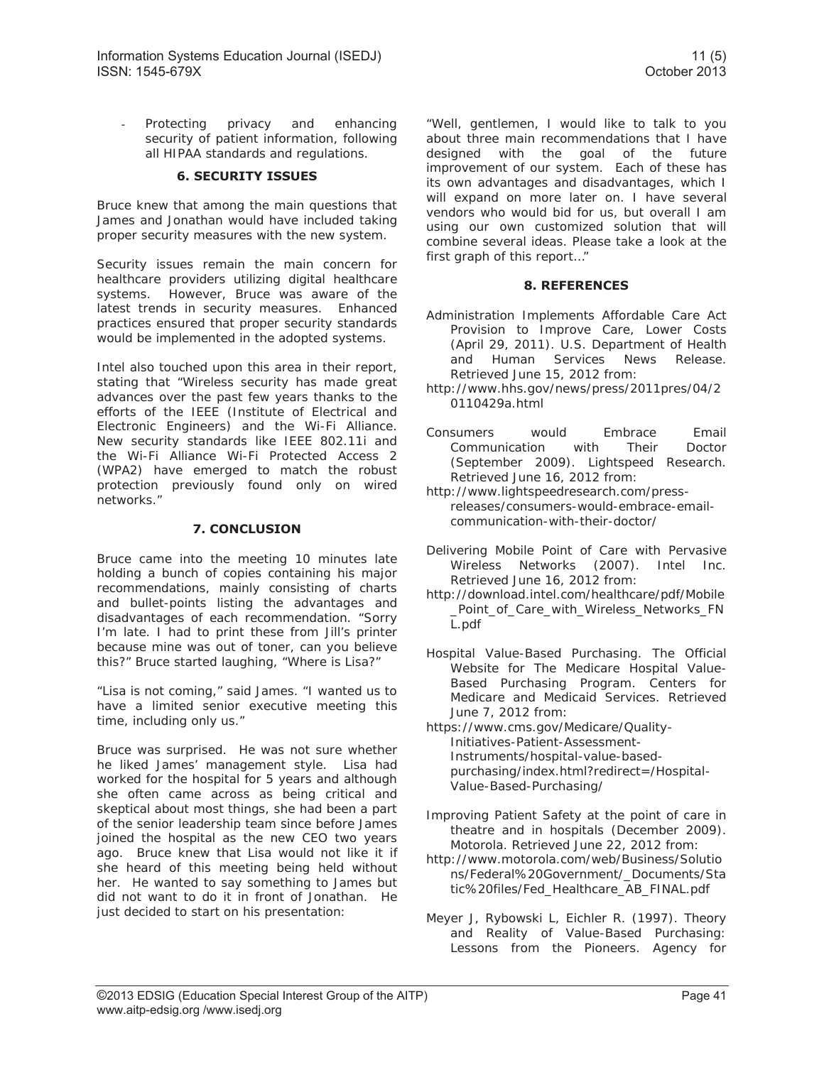- Protecting privacy and enhancing security of patient information, following all HIPAA standards and regulations.

## 6. SECURITY ISSUES

Bruce knew that among the main questions that James and Jonathan would have included taking proper security measures with the new system.

Security issues remain the main concern for healthcare providers utilizing digital healthcare systems. However, Bruce was aware of the latest trends in security measures. Enhanced practices ensured that proper security standards would be implemented in the adopted systems.

Intel also touched upon this area in their report, stating that "Wireless security has made great advances over the past few years thanks to the efforts of the IEEE (Institute of Electrical and Electronic Engineers) and the Wi-Fi Alliance. New security standards like IEEE 802.11i and the Wi-Fi Alliance Wi-Fi Protected Access 2 (WPA2) have emerged to match the robust protection previously found only on wired networks."

## 7. CONCLUSION

Bruce came into the meeting 10 minutes late holding a bunch of copies containing his major recommendations, mainly consisting of charts and bullet-points listing the advantages and disadvantages of each recommendation. "Sorry I'm late. I had to print these from Jill's printer because mine was out of toner, can you believe this?" Bruce started laughing, "Where is Lisa?"

"Lisa is not coming," said James. "I wanted us to have a limited senior executive meeting this time, including only us."

Bruce was surprised. He was not sure whether he liked James' management style. Lisa had worked for the hospital for 5 years and although she often came across as being critical and skeptical about most things, she had been a part of the senior leadership team since before James joined the hospital as the new CEO two years ago. Bruce knew that Lisa would not like it if she heard of this meeting being held without her. He wanted to say something to James but did not want to do it in front of Jonathan. He just decided to start on his presentation:

"Well, gentlemen, I would like to talk to you about three main recommendations that I have designed with the goal of the future improvement of our system. Each of these has its own advantages and disadvantages, which I will expand on more later on. I have several vendors who would bid for us, but overall I am using our own customized solution that will combine several ideas. Please take a look at the first graph of this report…"

## 8. REFERENCES

Administration Implements Affordable Care Act Provision to Improve Care, Lower Costs (April 29, 2011). U.S. Department of Health and Human Services News Release. Retrieved June 15, 2012 from: http://www.hhs.gov/news/press/2011pres/04/20110429a.html

Consumers would Embrace Email Communication with Their Doctor (September 2009). Lightspeed Research. Retrieved June 16, 2012 from: http://www.lightspeedresearch.com/press-releases/consumers-would-embrace-email-communication-with-their-doctor/

Delivering Mobile Point of Care with Pervasive Wireless Networks (2007). Intel Inc. Retrieved June 16, 2012 from: http://download.intel.com/healthcare/pdf/Mobile_Point_of_Care_with_Wireless_Networks_FNL.pdf

Hospital Value-Based Purchasing. The Official Website for The Medicare Hospital Value-Based Purchasing Program. Centers for Medicare and Medicaid Services. Retrieved June 7, 2012 from: https://www.cms.gov/Medicare/Quality-Initiatives-Patient-Assessment-Instruments/hospital-value-based-purchasing/index.html?redirect=/Hospital-Value-Based-Purchasing/

Improving Patient Safety at the point of care in theatre and in hospitals (December 2009). Motorola. Retrieved June 22, 2012 from: http://www.motorola.com/web/Business/Solutions/Federal%20Government/_Documents/Static%20files/Fed_Healthcare_AB_FINAL.pdf

Meyer J, Rybowski L, Eichler R. (1997). Theory and Reality of Value-Based Purchasing: Lessons from the Pioneers. Agency for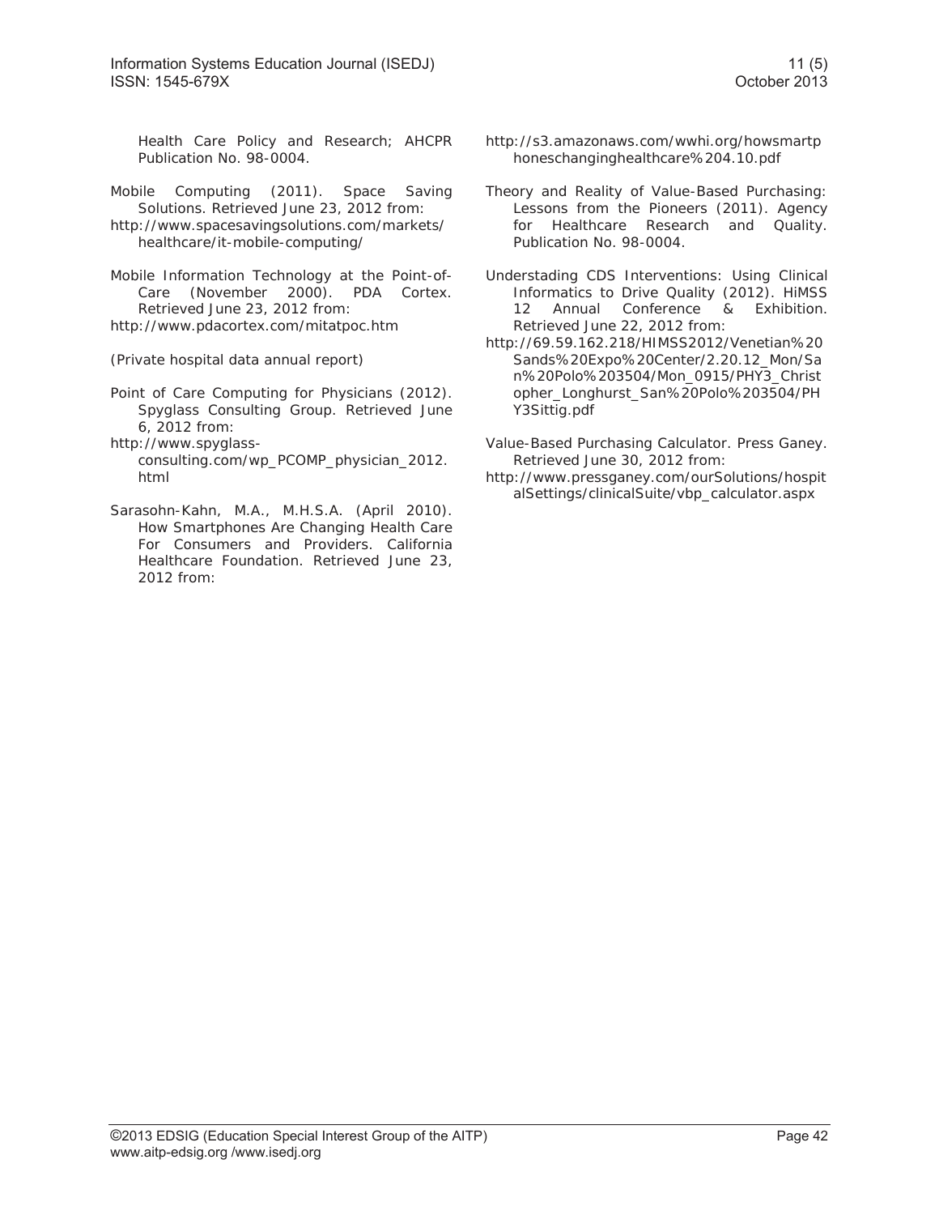Health Care Policy and Research; AHCPR Publication No. 98-0004.

Mobile Computing (2011). Space Saving Solutions. Retrieved June 23, 2012 from: http://www.spacesavingsolutions.com/markets/healthcare/it-mobile-computing/

Mobile Information Technology at the Point-of-Care (November 2000). PDA Cortex. Retrieved June 23, 2012 from: http://www.pdacortex.com/mitatpoc.htm

(Private hospital data annual report)

Point of Care Computing for Physicians (2012). Spyglass Consulting Group. Retrieved June 6, 2012 from: http://www.spyglass-consulting.com/wp_PCOMP_physician_2012.html

Sarasohn-Kahn, M.A., M.H.S.A. (April 2010). How Smartphones Are Changing Health Care For Consumers and Providers. California Healthcare Foundation. Retrieved June 23, 2012 from: http://s3.amazonaws.com/wwhi.org/howsmartphoneschanginghealthcare%204.10.pdf

Theory and Reality of Value-Based Purchasing: Lessons from the Pioneers (2011). Agency for Healthcare Research and Quality. Publication No. 98-0004.

Understading CDS Interventions: Using Clinical Informatics to Drive Quality (2012). HiMSS 12 Annual Conference & Exhibition. Retrieved June 22, 2012 from: http://69.59.162.218/HIMSS2012/Venetian%20Sands%20Expo%20Center/2.20.12_Mon/San%20Polo%203504/Mon_0915/PHY3_Christopher_Longhurst_San%20Polo%203504/PHY3Sittig.pdf

Value-Based Purchasing Calculator. Press Ganey. Retrieved June 30, 2012 from: http://www.pressganey.com/ourSolutions/hospitalSettings/clinicalSuite/vbp_calculator.aspx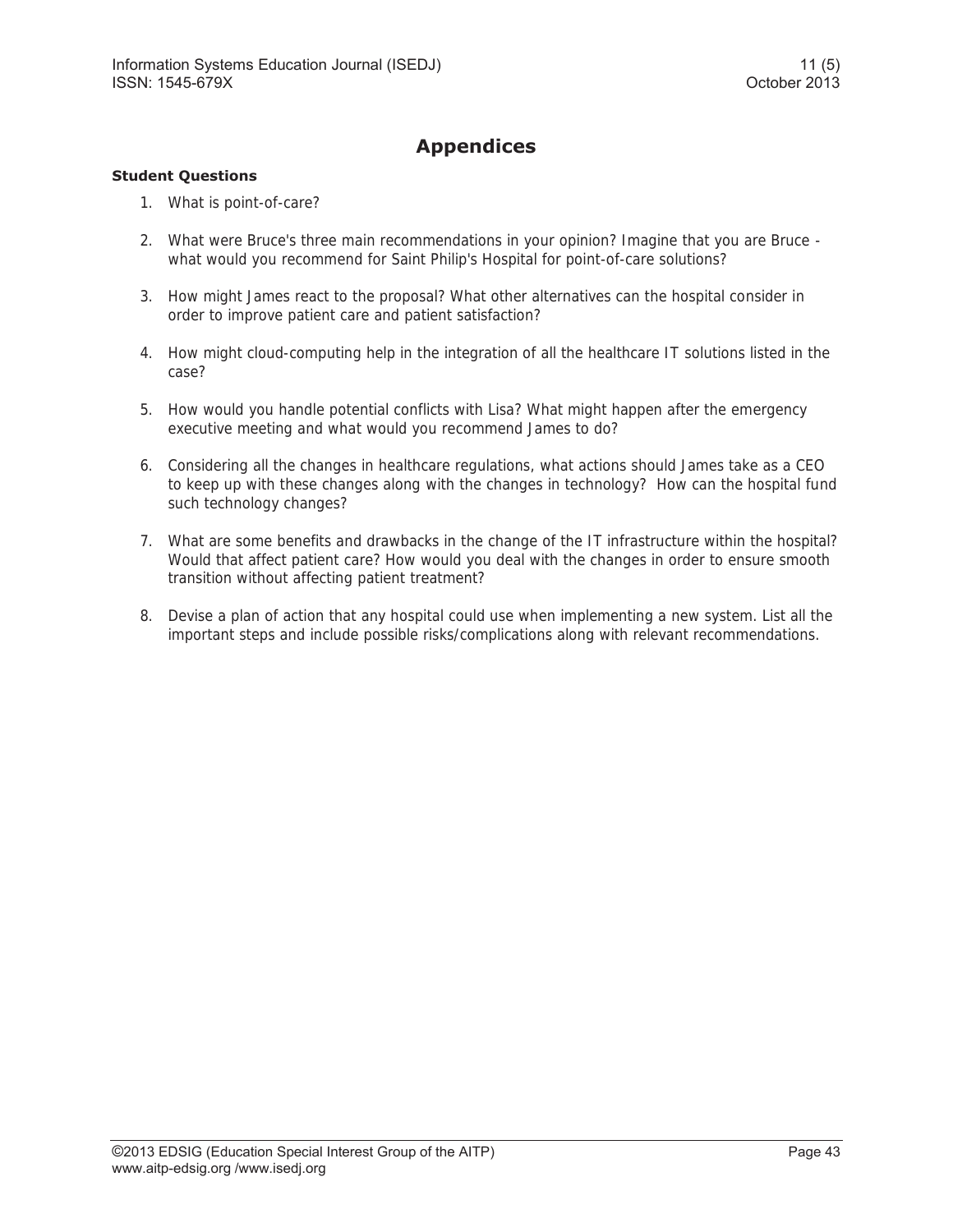# Appendices

**Student Questions**

1. What is point-of-care?

2. What were Bruce's three main recommendations in your opinion? Imagine that you are Bruce - what would you recommend for Saint Philip's Hospital for point-of-care solutions?

3. How might James react to the proposal? What other alternatives can the hospital consider in order to improve patient care and patient satisfaction?

4. How might cloud-computing help in the integration of all the healthcare IT solutions listed in the case?

5. How would you handle potential conflicts with Lisa? What might happen after the emergency executive meeting and what would you recommend James to do?

6. Considering all the changes in healthcare regulations, what actions should James take as a CEO to keep up with these changes along with the changes in technology? How can the hospital fund such technology changes?

7. What are some benefits and drawbacks in the change of the IT infrastructure within the hospital? Would that affect patient care? How would you deal with the changes in order to ensure smooth transition without affecting patient treatment?

8. Devise a plan of action that any hospital could use when implementing a new system. List all the important steps and include possible risks/complications along with relevant recommendations.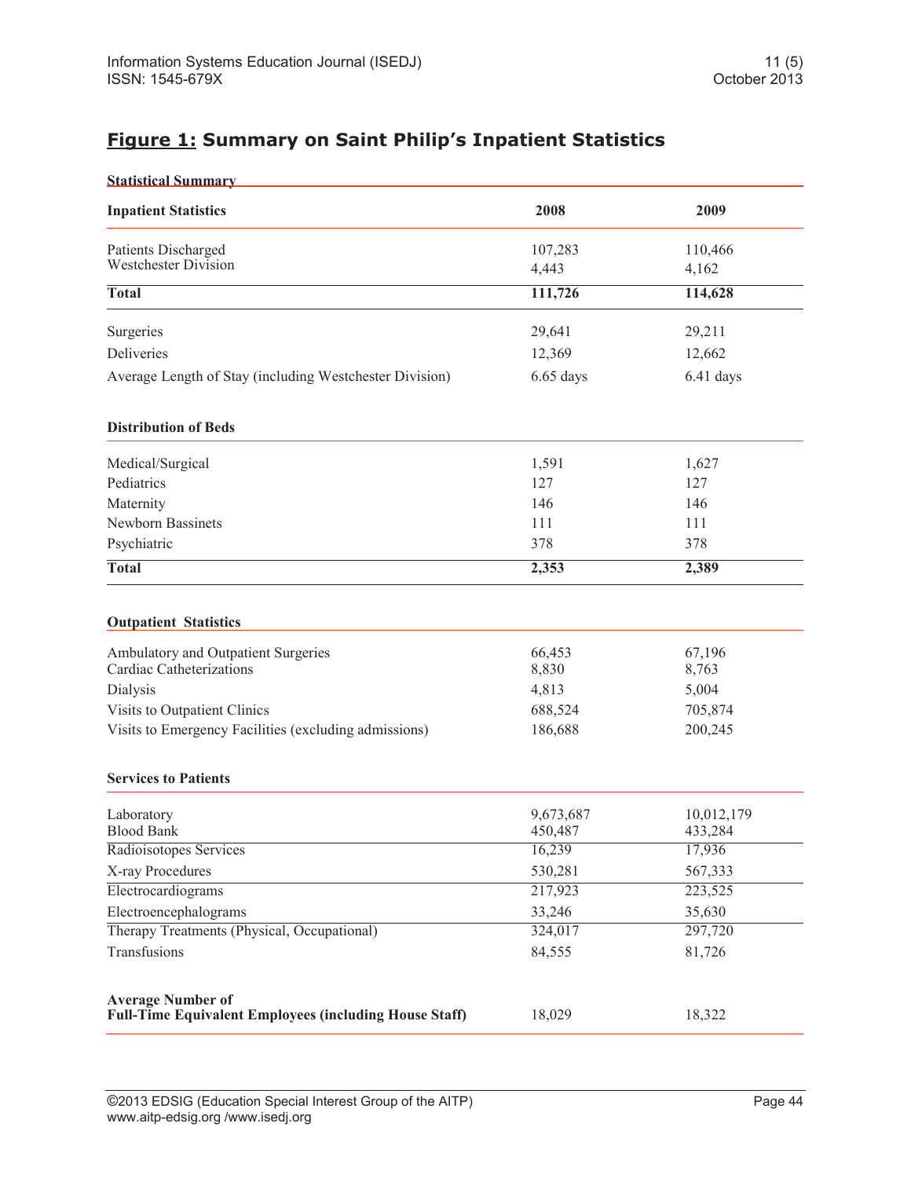## **Figure 1:** Summary on Saint Philip's Inpatient Statistics

**Statistical Summary**

| **Inpatient Statistics** | **2008** | **2009** |
|---|---|---|
| Patients Discharged | 107,283 | 110,466 |
| Westchester Division | 4,443 | 4,162 |
| **Total** | **111,726** | **114,628** |
| Surgeries | 29,641 | 29,211 |
| Deliveries | 12,369 | 12,662 |
| Average Length of Stay (including Westchester Division) | 6.65 days | 6.41 days |

| **Distribution of Beds** | | |
|---|---|---|
| Medical/Surgical | 1,591 | 1,627 |
| Pediatrics | 127 | 127 |
| Maternity | 146 | 146 |
| Newborn Bassinets | 111 | 111 |
| Psychiatric | 378 | 378 |
| **Total** | **2,353** | **2,389** |

| **Outpatient Statistics** | | |
|---|---|---|
| Ambulatory and Outpatient Surgeries | 66,453 | 67,196 |
| Cardiac Catheterizations | 8,830 | 8,763 |
| Dialysis | 4,813 | 5,004 |
| Visits to Outpatient Clinics | 688,524 | 705,874 |
| Visits to Emergency Facilities (excluding admissions) | 186,688 | 200,245 |

| **Services to Patients** | | |
|---|---|---|
| Laboratory | 9,673,687 | 10,012,179 |
| Blood Bank | 450,487 | 433,284 |
| Radioisotopes Services | 16,239 | 17,936 |
| X-ray Procedures | 530,281 | 567,333 |
| Electrocardiograms | 217,923 | 223,525 |
| Electroencephalograms | 33,246 | 35,630 |
| Therapy Treatments (Physical, Occupational) | 324,017 | 297,720 |
| Transfusions | 84,555 | 81,726 |

| | | |
|---|---|---|
| **Average Number of Full-Time Equivalent Employees (including House Staff)** | 18,029 | 18,322 |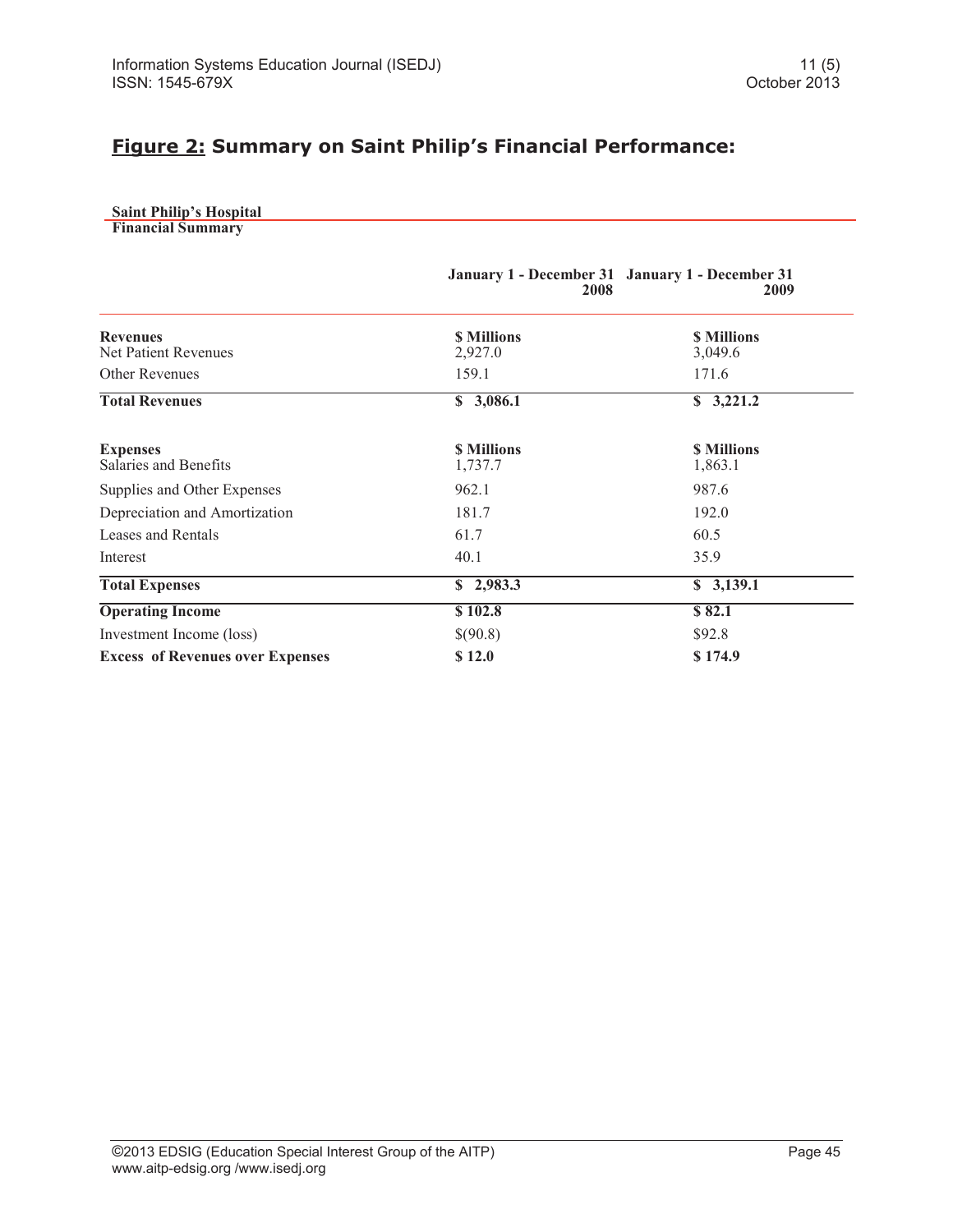## **Figure 2:** Summary on Saint Philip's Financial Performance:

**Saint Philip's Hospital**
**Financial Summary**

| | **January 1 - December 31 2008** | **January 1 - December 31 2009** |
|---|---|---|
| **Revenues** | **$ Millions** | **$ Millions** |
| Net Patient Revenues | 2,927.0 | 3,049.6 |
| Other Revenues | 159.1 | 171.6 |
| **Total Revenues** | **$ 3,086.1** | **$ 3,221.2** |
| **Expenses** | **$ Millions** | **$ Millions** |
| Salaries and Benefits | 1,737.7 | 1,863.1 |
| Supplies and Other Expenses | 962.1 | 987.6 |
| Depreciation and Amortization | 181.7 | 192.0 |
| Leases and Rentals | 61.7 | 60.5 |
| Interest | 40.1 | 35.9 |
| **Total Expenses** | **$ 2,983.3** | **$ 3,139.1** |
| **Operating Income** | **$ 102.8** | **$ 82.1** |
| Investment Income (loss) | $(90.8) | $92.8 |
| **Excess of Revenues over Expenses** | **$ 12.0** | **$ 174.9** |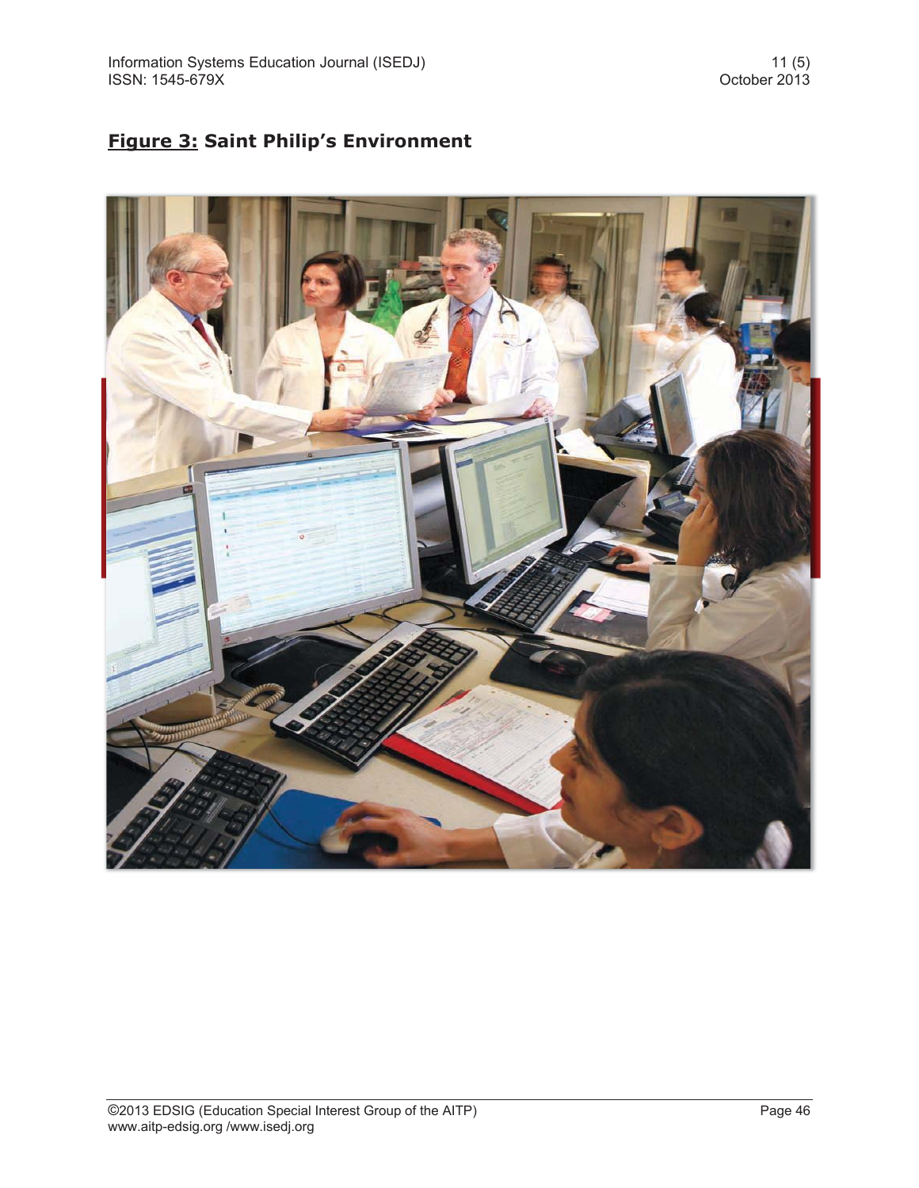**Figure 3:** **Saint Philip's Environment**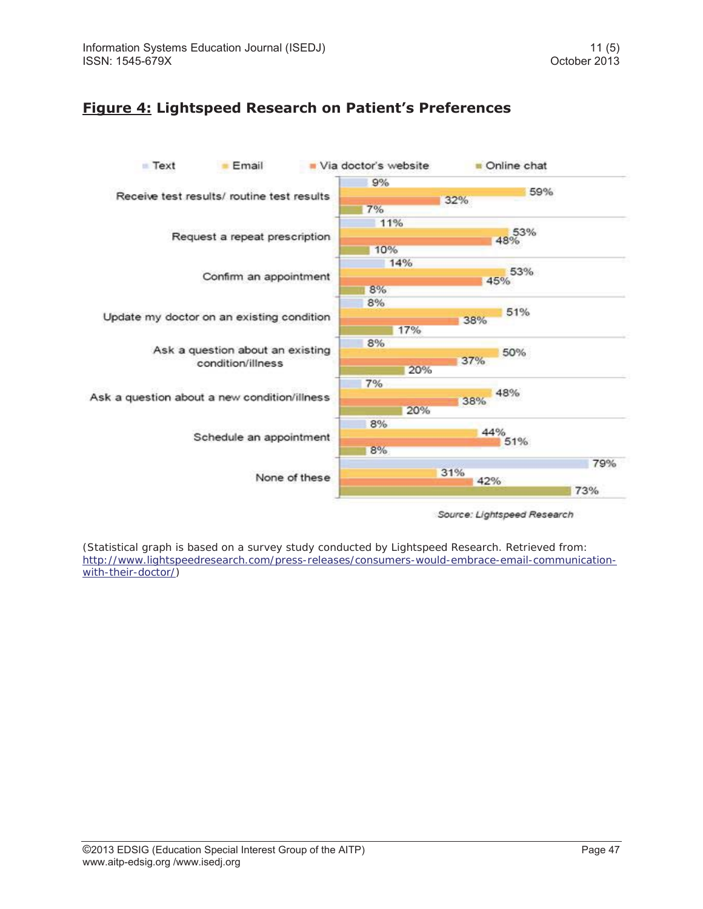## **Figure 4:** Lightspeed Research on Patient's Preferences

| | Text | Email | Via doctor's website | Online chat |
|---|---|---|---|---|
| Receive test results/ routine test results | 9% | 59% | 32% | 7% |
| Request a repeat prescription | 11% | 53% | 48% | 10% |
| Confirm an appointment | 14% | 53% | 45% | 8% |
| Update my doctor on an existing condition | 8% | 51% | 38% | 17% |
| Ask a question about an existing condition/illness | 8% | 50% | 37% | 20% |
| Ask a question about a new condition/illness | 7% | 48% | 38% | 20% |
| Schedule an appointment | 8% | 44% | 51% | 8% |
| None of these | 79% | 31% | 42% | 73% |

*Source: Lightspeed Research*

(Statistical graph is based on a survey study conducted by Lightspeed Research. Retrieved from: http://www.lightspeedresearch.com/press-releases/consumers-would-embrace-email-communication-with-their-doctor/)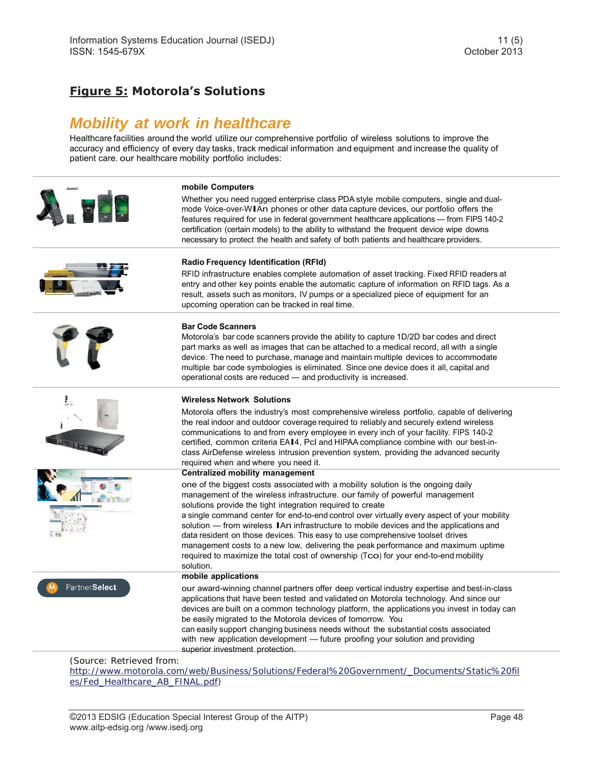**Figure 5:** **Motorola's Solutions**

## *Mobility at work in healthcare*

Healthcare facilities around the world utilize our comprehensive portfolio of wireless solutions to improve the accuracy and efficiency of every day tasks, track medical information and equipment and increase the quality of patient care. our healthcare mobility portfolio includes:

**mobile Computers**

Whether you need rugged enterprise class PDA style mobile computers, single and dual-mode Voice-over-WlAn phones or other data capture devices, our portfolio offers the features required for use in federal government healthcare applications — from FIPS 140-2 certification (certain models) to the ability to withstand the frequent device wipe downs necessary to protect the health and safety of both patients and healthcare providers.

**Radio Frequency Identification (RFId)**

RFID infrastructure enables complete automation of asset tracking. Fixed RFID readers at entry and other key points enable the automatic capture of information on RFID tags. As a result, assets such as monitors, IV pumps or a specialized piece of equipment for an upcoming operation can be tracked in real time.

**Bar Code Scanners**

Motorola's bar code scanners provide the ability to capture 1D/2D bar codes and direct part marks as well as images that can be attached to a medical record, all with a single device. The need to purchase, manage and maintain multiple devices to accommodate multiple bar code symbologies is eliminated. Since one device does it all, capital and operational costs are reduced — and productivity is increased.

**Wireless Network Solutions**

Motorola offers the industry's most comprehensive wireless portfolio, capable of delivering the real indoor and outdoor coverage required to reliably and securely extend wireless communications to and from every employee in every inch of your facility. FIPS 140-2 certified, common criteria EAl4, PcI and HIPAA compliance combine with our best-in-class AirDefense wireless intrusion prevention system, providing the advanced security required when and where you need it.

**Centralized mobility management**

one of the biggest costs associated with a mobility solution is the ongoing daily management of the wireless infrastructure. our family of powerful management solutions provide the tight integration required to create a single command center for end-to-end control over virtually every aspect of your mobility solution — from wireless lAn infrastructure to mobile devices and the applications and data resident on those devices. This easy to use comprehensive toolset drives management costs to a new low, delivering the peak performance and maximum uptime required to maximize the total cost of ownership (Tco) for your end-to-end mobility solution.

**mobile applications**

PartnerSelect

our award-winning channel partners offer deep vertical industry expertise and best-in-class applications that have been tested and validated on Motorola technology. And since our devices are built on a common technology platform, the applications you invest in today can be easily migrated to the Motorola devices of tomorrow. You can easily support changing business needs without the substantial costs associated with new application development — future proofing your solution and providing superior investment protection.

(Source: Retrieved from: http://www.motorola.com/web/Business/Solutions/Federal%20Government/_Documents/Static%20files/Fed_Healthcare_AB_FINAL.pdf)